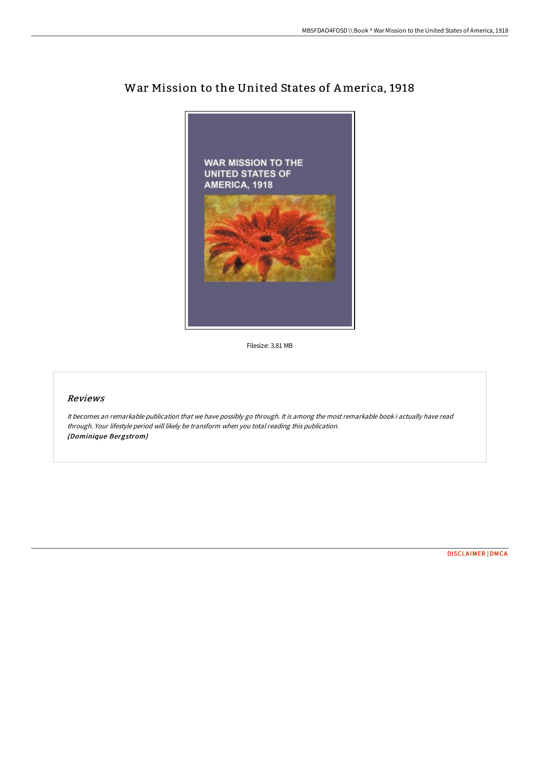# War Mission to the United States of America, 1918

Filesize: 3.81 MB

## Reviews

*It becomes an remarkable publication that we have possibly go through. It is among the most remarkable book i actually have read through. Your lifestyle period will likely be transform when you total reading this publication.*
***(Dominique Bergstrom)***

DISCLAIMER | DMCA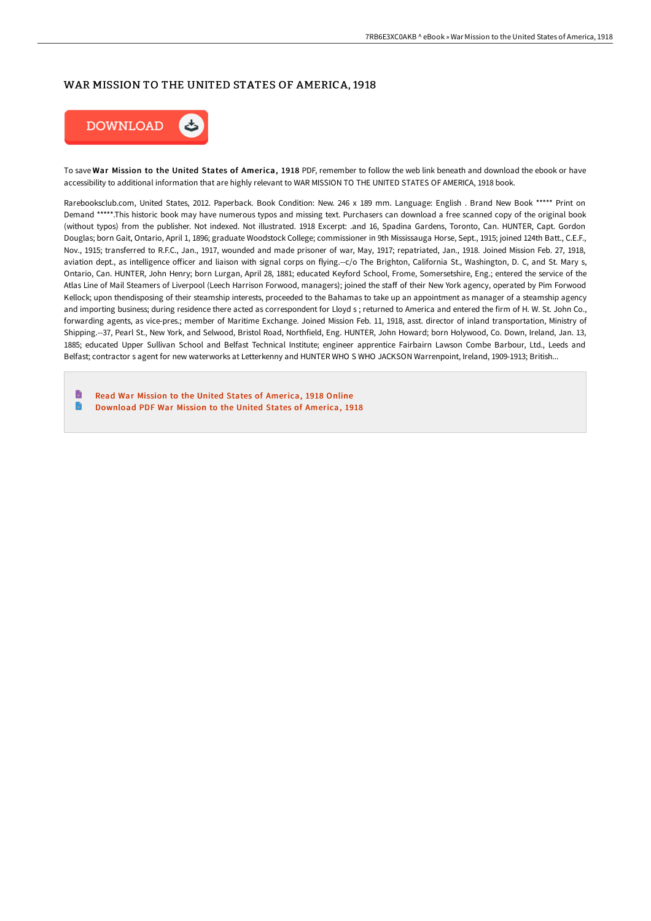# WAR MISSION TO THE UNITED STATES OF AMERICA, 1918

DOWNLOAD

To save **War Mission to the United States of America, 1918** PDF, remember to follow the web link beneath and download the ebook or have accessibility to additional information that are highly relevant to WAR MISSION TO THE UNITED STATES OF AMERICA, 1918 book.

Rarebooksclub.com, United States, 2012. Paperback. Book Condition: New. 246 x 189 mm. Language: English . Brand New Book ***** Print on Demand *****.This historic book may have numerous typos and missing text. Purchasers can download a free scanned copy of the original book (without typos) from the publisher. Not indexed. Not illustrated. 1918 Excerpt: .and 16, Spadina Gardens, Toronto, Can. HUNTER, Capt. Gordon Douglas; born Gait, Ontario, April 1, 1896; graduate Woodstock College; commissioner in 9th Mississauga Horse, Sept., 1915; joined 124th Batt., C.E.F., Nov., 1915; transferred to R.F.C., Jan., 1917, wounded and made prisoner of war, May, 1917; repatriated, Jan., 1918. Joined Mission Feb. 27, 1918, aviation dept., as intelligence officer and liaison with signal corps on flying.--c/o The Brighton, California St., Washington, D. C, and St. Mary s, Ontario, Can. HUNTER, John Henry; born Lurgan, April 28, 1881; educated Keyford School, Frome, Somersetshire, Eng.; entered the service of the Atlas Line of Mail Steamers of Liverpool (Leech Harrison Forwood, managers); joined the staff of their New York agency, operated by Pim Forwood Kellock; upon thendisposing of their steamship interests, proceeded to the Bahamas to take up an appointment as manager of a steamship agency and importing business; during residence there acted as correspondent for Lloyd s ; returned to America and entered the firm of H. W. St. John Co., forwarding agents, as vice-pres.; member of Maritime Exchange. Joined Mission Feb. 11, 1918, asst. director of inland transportation, Ministry of Shipping.--37, Pearl St., New York, and Selwood, Bristol Road, Northfield, Eng. HUNTER, John Howard; born Holywood, Co. Down, Ireland, Jan. 13, 1885; educated Upper Sullivan School and Belfast Technical Institute; engineer apprentice Fairbairn Lawson Combe Barbour, Ltd., Leeds and Belfast; contractor s agent for new waterworks at Letterkenny and HUNTER WHO S WHO JACKSON Warrenpoint, Ireland, 1909-1913; British...

- Read War Mission to the United States of America, 1918 Online
- Download PDF War Mission to the United States of America, 1918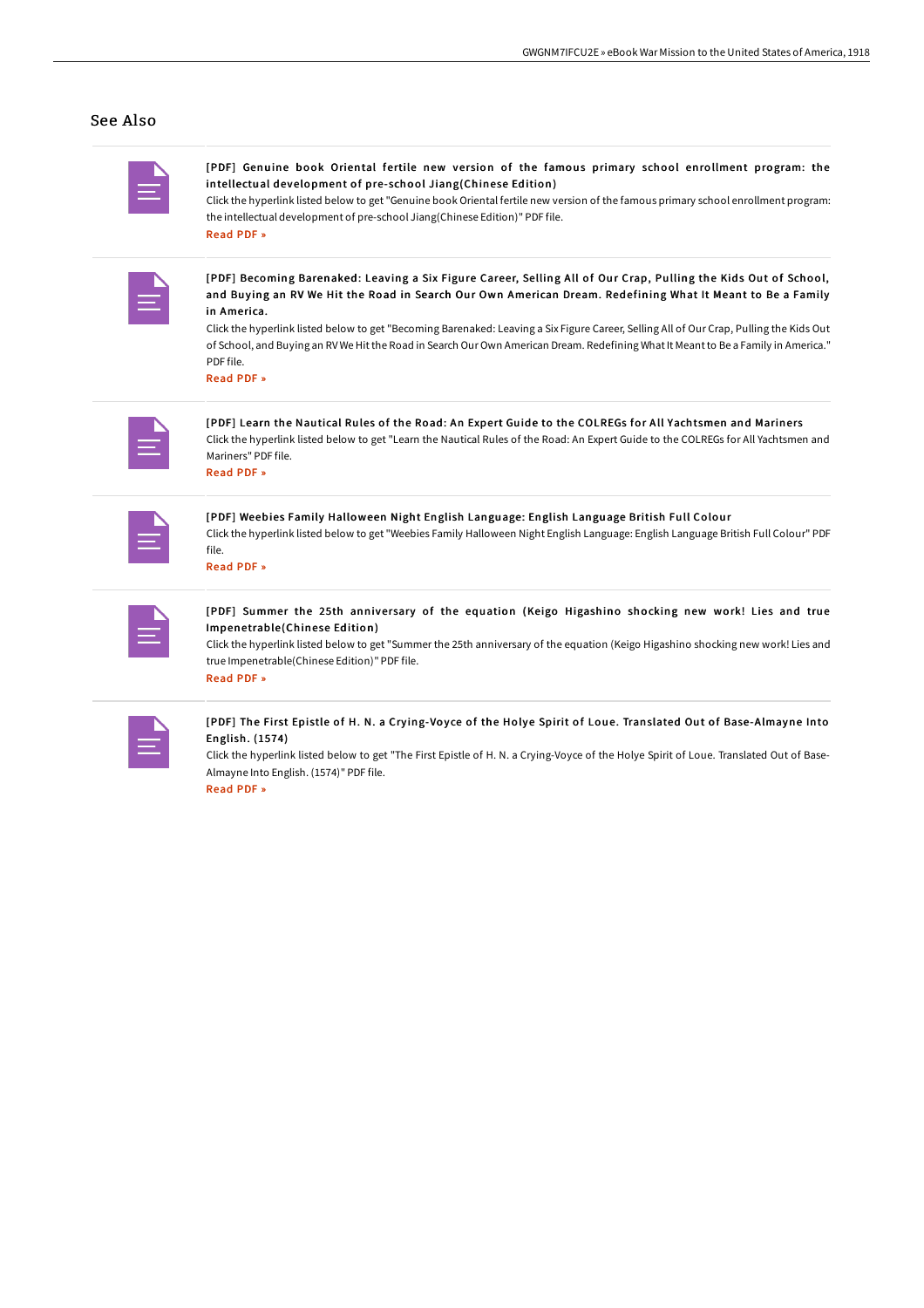## See Also

**[PDF] Genuine book Oriental fertile new version of the famous primary school enrollment program: the intellectual development of pre-school Jiang(Chinese Edition)**

Click the hyperlink listed below to get "Genuine book Oriental fertile new version of the famous primary school enrollment program: the intellectual development of pre-school Jiang(Chinese Edition)" PDF file.

Read PDF »

**[PDF] Becoming Barenaked: Leaving a Six Figure Career, Selling All of Our Crap, Pulling the Kids Out of School, and Buying an RV We Hit the Road in Search Our Own American Dream. Redefining What It Meant to Be a Family in America.**

Click the hyperlink listed below to get "Becoming Barenaked: Leaving a Six Figure Career, Selling All of Our Crap, Pulling the Kids Out of School, and Buying an RV We Hit the Road in Search Our Own American Dream. Redefining What It Meant to Be a Family in America." PDF file.

Read PDF »

**[PDF] Learn the Nautical Rules of the Road: An Expert Guide to the COLREGs for All Yachtsmen and Mariners**

Click the hyperlink listed below to get "Learn the Nautical Rules of the Road: An Expert Guide to the COLREGs for All Yachtsmen and Mariners" PDF file.

Read PDF »

**[PDF] Weebies Family Halloween Night English Language: English Language British Full Colour**

Click the hyperlink listed below to get "Weebies Family Halloween Night English Language: English Language British Full Colour" PDF file.

Read PDF »

**[PDF] Summer the 25th anniversary of the equation (Keigo Higashino shocking new work! Lies and true Impenetrable(Chinese Edition)**

Click the hyperlink listed below to get "Summer the 25th anniversary of the equation (Keigo Higashino shocking new work! Lies and true Impenetrable(Chinese Edition)" PDF file.

Read PDF »

**[PDF] The First Epistle of H. N. a Crying-Voyce of the Holye Spirit of Loue. Translated Out of Base-Almayne Into English. (1574)**

Click the hyperlink listed below to get "The First Epistle of H. N. a Crying-Voyce of the Holye Spirit of Loue. Translated Out of Base-Almayne Into English. (1574)" PDF file.

Read PDF »